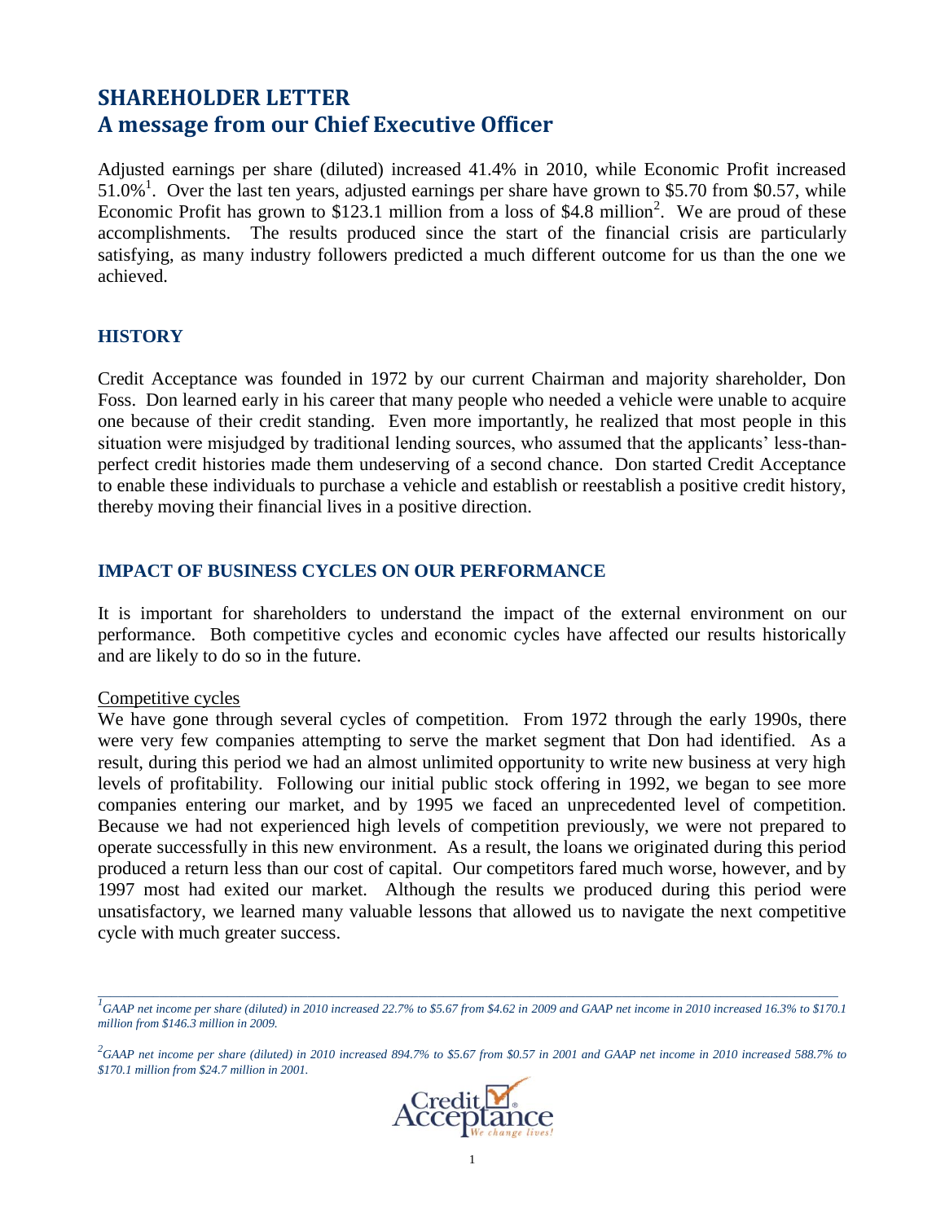# SHAREHOLDER LETTER
# A message from our Chief Executive Officer

Adjusted earnings per share (diluted) increased 41.4% in 2010, while Economic Profit increased 51.0%[1]. Over the last ten years, adjusted earnings per share have grown to $5.70 from $0.57, while Economic Profit has grown to $123.1 million from a loss of $4.8 million[2]. We are proud of these accomplishments. The results produced since the start of the financial crisis are particularly satisfying, as many industry followers predicted a much different outcome for us than the one we achieved.

## HISTORY

Credit Acceptance was founded in 1972 by our current Chairman and majority shareholder, Don Foss. Don learned early in his career that many people who needed a vehicle were unable to acquire one because of their credit standing. Even more importantly, he realized that most people in this situation were misjudged by traditional lending sources, who assumed that the applicants' less-than-perfect credit histories made them undeserving of a second chance. Don started Credit Acceptance to enable these individuals to purchase a vehicle and establish or reestablish a positive credit history, thereby moving their financial lives in a positive direction.

## IMPACT OF BUSINESS CYCLES ON OUR PERFORMANCE

It is important for shareholders to understand the impact of the external environment on our performance. Both competitive cycles and economic cycles have affected our results historically and are likely to do so in the future.

Competitive cycles

We have gone through several cycles of competition. From 1972 through the early 1990s, there were very few companies attempting to serve the market segment that Don had identified. As a result, during this period we had an almost unlimited opportunity to write new business at very high levels of profitability. Following our initial public stock offering in 1992, we began to see more companies entering our market, and by 1995 we faced an unprecedented level of competition. Because we had not experienced high levels of competition previously, we were not prepared to operate successfully in this new environment. As a result, the loans we originated during this period produced a return less than our cost of capital. Our competitors fared much worse, however, and by 1997 most had exited our market. Although the results we produced during this period were unsatisfactory, we learned many valuable lessons that allowed us to navigate the next competitive cycle with much greater success.

---

*[1] GAAP net income per share (diluted) in 2010 increased 22.7% to $5.67 from $4.62 in 2009 and GAAP net income in 2010 increased 16.3% to $170.1 million from $146.3 million in 2009.*

*[2] GAAP net income per share (diluted) in 2010 increased 894.7% to $5.67 from $0.57 in 2001 and GAAP net income in 2010 increased 588.7% to $170.1 million from $24.7 million in 2001.*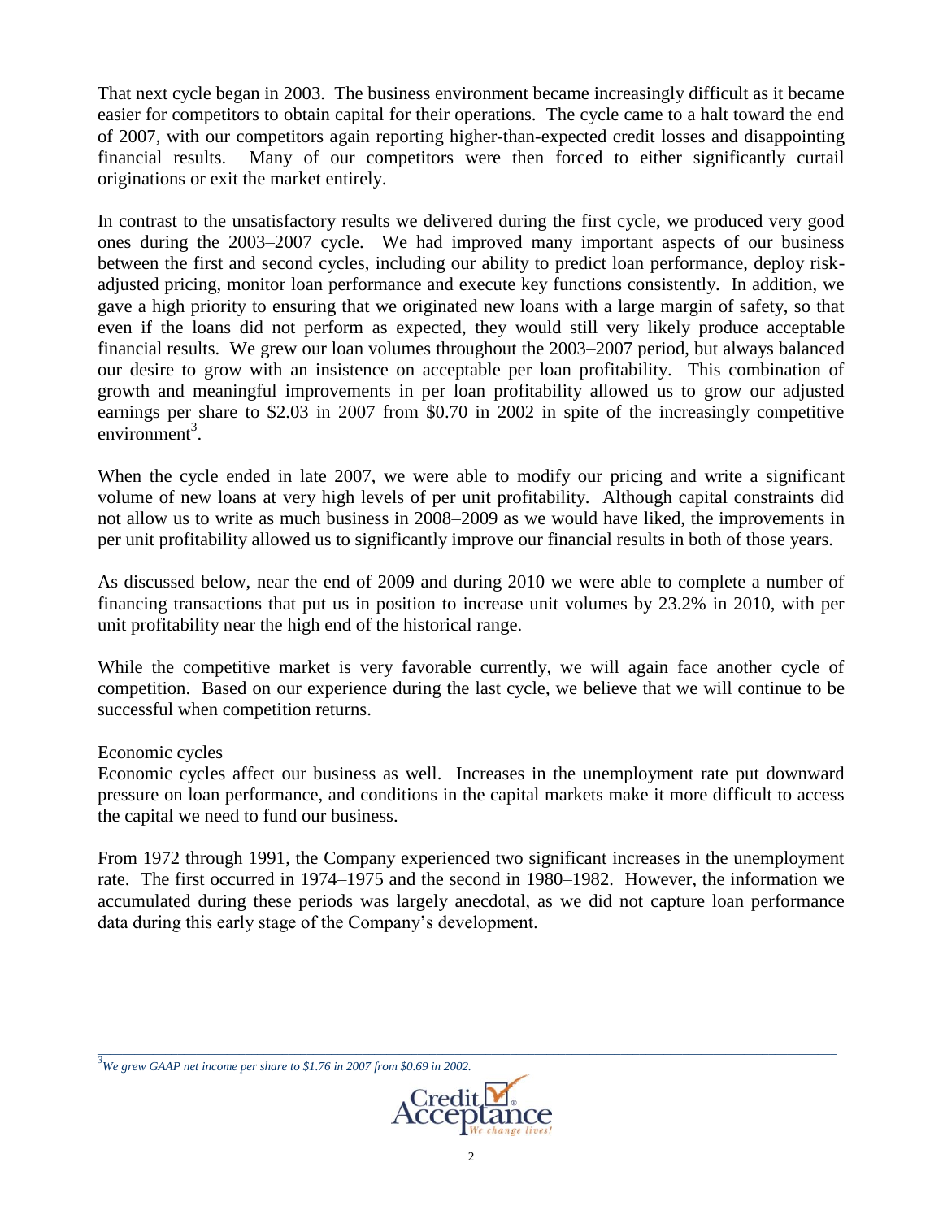That next cycle began in 2003. The business environment became increasingly difficult as it became easier for competitors to obtain capital for their operations. The cycle came to a halt toward the end of 2007, with our competitors again reporting higher-than-expected credit losses and disappointing financial results. Many of our competitors were then forced to either significantly curtail originations or exit the market entirely.

In contrast to the unsatisfactory results we delivered during the first cycle, we produced very good ones during the 2003–2007 cycle. We had improved many important aspects of our business between the first and second cycles, including our ability to predict loan performance, deploy risk-adjusted pricing, monitor loan performance and execute key functions consistently. In addition, we gave a high priority to ensuring that we originated new loans with a large margin of safety, so that even if the loans did not perform as expected, they would still very likely produce acceptable financial results. We grew our loan volumes throughout the 2003–2007 period, but always balanced our desire to grow with an insistence on acceptable per loan profitability. This combination of growth and meaningful improvements in per loan profitability allowed us to grow our adjusted earnings per share to $2.03 in 2007 from $0.70 in 2002 in spite of the increasingly competitive environment[3].

When the cycle ended in late 2007, we were able to modify our pricing and write a significant volume of new loans at very high levels of per unit profitability. Although capital constraints did not allow us to write as much business in 2008–2009 as we would have liked, the improvements in per unit profitability allowed us to significantly improve our financial results in both of those years.

As discussed below, near the end of 2009 and during 2010 we were able to complete a number of financing transactions that put us in position to increase unit volumes by 23.2% in 2010, with per unit profitability near the high end of the historical range.

While the competitive market is very favorable currently, we will again face another cycle of competition. Based on our experience during the last cycle, we believe that we will continue to be successful when competition returns.

Economic cycles

Economic cycles affect our business as well. Increases in the unemployment rate put downward pressure on loan performance, and conditions in the capital markets make it more difficult to access the capital we need to fund our business.

From 1972 through 1991, the Company experienced two significant increases in the unemployment rate. The first occurred in 1974–1975 and the second in 1980–1982. However, the information we accumulated during these periods was largely anecdotal, as we did not capture loan performance data during this early stage of the Company's development.

[3] *We grew GAAP net income per share to $1.76 in 2007 from $0.69 in 2002.*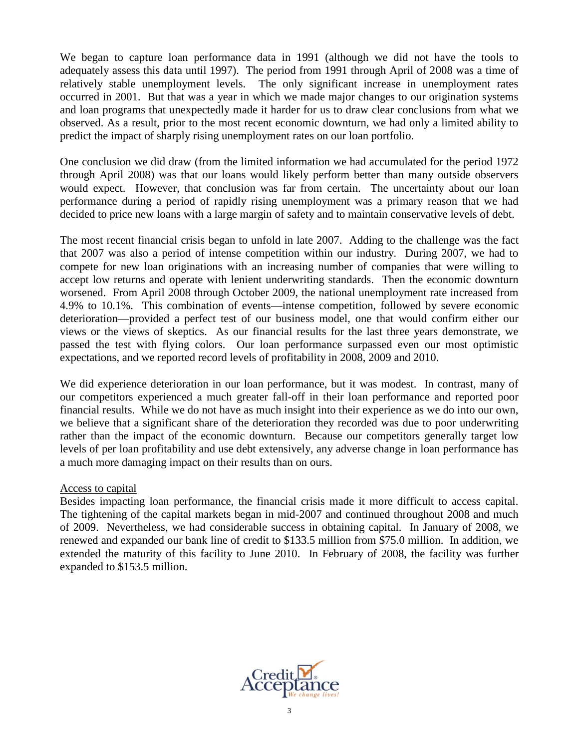We began to capture loan performance data in 1991 (although we did not have the tools to adequately assess this data until 1997). The period from 1991 through April of 2008 was a time of relatively stable unemployment levels. The only significant increase in unemployment rates occurred in 2001. But that was a year in which we made major changes to our origination systems and loan programs that unexpectedly made it harder for us to draw clear conclusions from what we observed. As a result, prior to the most recent economic downturn, we had only a limited ability to predict the impact of sharply rising unemployment rates on our loan portfolio.

One conclusion we did draw (from the limited information we had accumulated for the period 1972 through April 2008) was that our loans would likely perform better than many outside observers would expect. However, that conclusion was far from certain. The uncertainty about our loan performance during a period of rapidly rising unemployment was a primary reason that we had decided to price new loans with a large margin of safety and to maintain conservative levels of debt.

The most recent financial crisis began to unfold in late 2007. Adding to the challenge was the fact that 2007 was also a period of intense competition within our industry. During 2007, we had to compete for new loan originations with an increasing number of companies that were willing to accept low returns and operate with lenient underwriting standards. Then the economic downturn worsened. From April 2008 through October 2009, the national unemployment rate increased from 4.9% to 10.1%. This combination of events—intense competition, followed by severe economic deterioration—provided a perfect test of our business model, one that would confirm either our views or the views of skeptics. As our financial results for the last three years demonstrate, we passed the test with flying colors. Our loan performance surpassed even our most optimistic expectations, and we reported record levels of profitability in 2008, 2009 and 2010.

We did experience deterioration in our loan performance, but it was modest. In contrast, many of our competitors experienced a much greater fall-off in their loan performance and reported poor financial results. While we do not have as much insight into their experience as we do into our own, we believe that a significant share of the deterioration they recorded was due to poor underwriting rather than the impact of the economic downturn. Because our competitors generally target low levels of per loan profitability and use debt extensively, any adverse change in loan performance has a much more damaging impact on their results than on ours.

Access to capital

Besides impacting loan performance, the financial crisis made it more difficult to access capital. The tightening of the capital markets began in mid-2007 and continued throughout 2008 and much of 2009. Nevertheless, we had considerable success in obtaining capital. In January of 2008, we renewed and expanded our bank line of credit to $133.5 million from $75.0 million. In addition, we extended the maturity of this facility to June 2010. In February of 2008, the facility was further expanded to $153.5 million.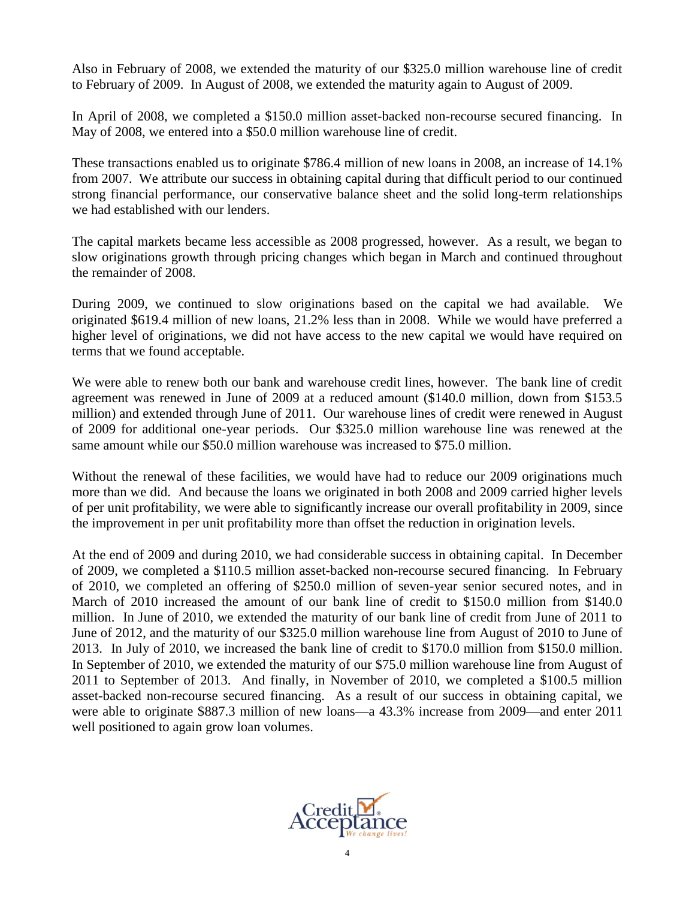Also in February of 2008, we extended the maturity of our $325.0 million warehouse line of credit to February of 2009. In August of 2008, we extended the maturity again to August of 2009.

In April of 2008, we completed a $150.0 million asset-backed non-recourse secured financing. In May of 2008, we entered into a $50.0 million warehouse line of credit.

These transactions enabled us to originate $786.4 million of new loans in 2008, an increase of 14.1% from 2007. We attribute our success in obtaining capital during that difficult period to our continued strong financial performance, our conservative balance sheet and the solid long-term relationships we had established with our lenders.

The capital markets became less accessible as 2008 progressed, however. As a result, we began to slow originations growth through pricing changes which began in March and continued throughout the remainder of 2008.

During 2009, we continued to slow originations based on the capital we had available. We originated $619.4 million of new loans, 21.2% less than in 2008. While we would have preferred a higher level of originations, we did not have access to the new capital we would have required on terms that we found acceptable.

We were able to renew both our bank and warehouse credit lines, however. The bank line of credit agreement was renewed in June of 2009 at a reduced amount ($140.0 million, down from $153.5 million) and extended through June of 2011. Our warehouse lines of credit were renewed in August of 2009 for additional one-year periods. Our $325.0 million warehouse line was renewed at the same amount while our $50.0 million warehouse was increased to $75.0 million.

Without the renewal of these facilities, we would have had to reduce our 2009 originations much more than we did. And because the loans we originated in both 2008 and 2009 carried higher levels of per unit profitability, we were able to significantly increase our overall profitability in 2009, since the improvement in per unit profitability more than offset the reduction in origination levels.

At the end of 2009 and during 2010, we had considerable success in obtaining capital. In December of 2009, we completed a $110.5 million asset-backed non-recourse secured financing. In February of 2010, we completed an offering of $250.0 million of seven-year senior secured notes, and in March of 2010 increased the amount of our bank line of credit to $150.0 million from $140.0 million. In June of 2010, we extended the maturity of our bank line of credit from June of 2011 to June of 2012, and the maturity of our $325.0 million warehouse line from August of 2010 to June of 2013. In July of 2010, we increased the bank line of credit to $170.0 million from $150.0 million. In September of 2010, we extended the maturity of our $75.0 million warehouse line from August of 2011 to September of 2013. And finally, in November of 2010, we completed a $100.5 million asset-backed non-recourse secured financing. As a result of our success in obtaining capital, we were able to originate $887.3 million of new loans—a 43.3% increase from 2009—and enter 2011 well positioned to again grow loan volumes.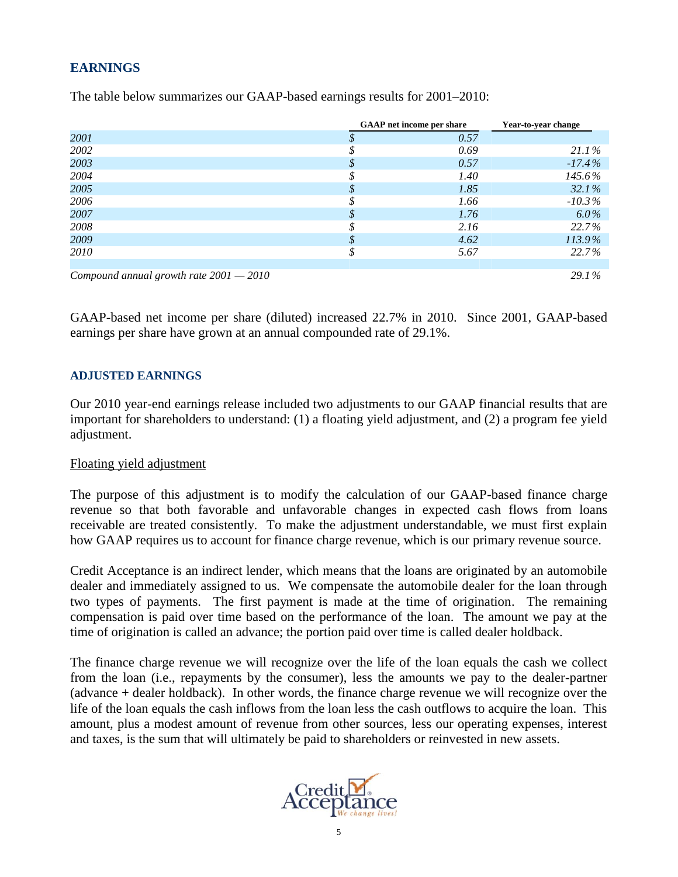## EARNINGS

The table below summarizes our GAAP-based earnings results for 2001–2010:

| | GAAP net income per share | Year-to-year change |
|---|---|---|
| *2001* | *$ 0.57* | |
| *2002* | *$ 0.69* | *21.1%* |
| *2003* | *$ 0.57* | *-17.4%* |
| *2004* | *$ 1.40* | *145.6%* |
| *2005* | *$ 1.85* | *32.1%* |
| *2006* | *$ 1.66* | *-10.3%* |
| *2007* | *$ 1.76* | *6.0%* |
| *2008* | *$ 2.16* | *22.7%* |
| *2009* | *$ 4.62* | *113.9%* |
| *2010* | *$ 5.67* | *22.7%* |
| *Compound annual growth rate 2001 — 2010* | | *29.1%* |

GAAP-based net income per share (diluted) increased 22.7% in 2010. Since 2001, GAAP-based earnings per share have grown at an annual compounded rate of 29.1%.

### ADJUSTED EARNINGS

Our 2010 year-end earnings release included two adjustments to our GAAP financial results that are important for shareholders to understand: (1) a floating yield adjustment, and (2) a program fee yield adjustment.

Floating yield adjustment

The purpose of this adjustment is to modify the calculation of our GAAP-based finance charge revenue so that both favorable and unfavorable changes in expected cash flows from loans receivable are treated consistently. To make the adjustment understandable, we must first explain how GAAP requires us to account for finance charge revenue, which is our primary revenue source.

Credit Acceptance is an indirect lender, which means that the loans are originated by an automobile dealer and immediately assigned to us. We compensate the automobile dealer for the loan through two types of payments. The first payment is made at the time of origination. The remaining compensation is paid over time based on the performance of the loan. The amount we pay at the time of origination is called an advance; the portion paid over time is called dealer holdback.

The finance charge revenue we will recognize over the life of the loan equals the cash we collect from the loan (i.e., repayments by the consumer), less the amounts we pay to the dealer-partner (advance + dealer holdback). In other words, the finance charge revenue we will recognize over the life of the loan equals the cash inflows from the loan less the cash outflows to acquire the loan. This amount, plus a modest amount of revenue from other sources, less our operating expenses, interest and taxes, is the sum that will ultimately be paid to shareholders or reinvested in new assets.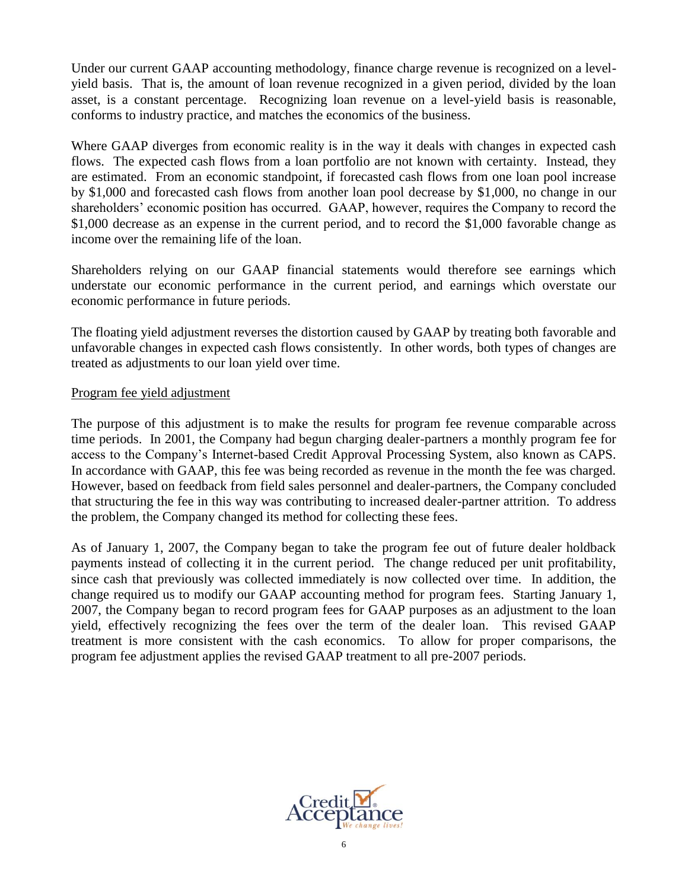Under our current GAAP accounting methodology, finance charge revenue is recognized on a level-yield basis. That is, the amount of loan revenue recognized in a given period, divided by the loan asset, is a constant percentage. Recognizing loan revenue on a level-yield basis is reasonable, conforms to industry practice, and matches the economics of the business.

Where GAAP diverges from economic reality is in the way it deals with changes in expected cash flows. The expected cash flows from a loan portfolio are not known with certainty. Instead, they are estimated. From an economic standpoint, if forecasted cash flows from one loan pool increase by $1,000 and forecasted cash flows from another loan pool decrease by $1,000, no change in our shareholders' economic position has occurred. GAAP, however, requires the Company to record the $1,000 decrease as an expense in the current period, and to record the $1,000 favorable change as income over the remaining life of the loan.

Shareholders relying on our GAAP financial statements would therefore see earnings which understate our economic performance in the current period, and earnings which overstate our economic performance in future periods.

The floating yield adjustment reverses the distortion caused by GAAP by treating both favorable and unfavorable changes in expected cash flows consistently. In other words, both types of changes are treated as adjustments to our loan yield over time.

<u>Program fee yield adjustment</u>

The purpose of this adjustment is to make the results for program fee revenue comparable across time periods. In 2001, the Company had begun charging dealer-partners a monthly program fee for access to the Company's Internet-based Credit Approval Processing System, also known as CAPS. In accordance with GAAP, this fee was being recorded as revenue in the month the fee was charged. However, based on feedback from field sales personnel and dealer-partners, the Company concluded that structuring the fee in this way was contributing to increased dealer-partner attrition. To address the problem, the Company changed its method for collecting these fees.

As of January 1, 2007, the Company began to take the program fee out of future dealer holdback payments instead of collecting it in the current period. The change reduced per unit profitability, since cash that previously was collected immediately is now collected over time. In addition, the change required us to modify our GAAP accounting method for program fees. Starting January 1, 2007, the Company began to record program fees for GAAP purposes as an adjustment to the loan yield, effectively recognizing the fees over the term of the dealer loan. This revised GAAP treatment is more consistent with the cash economics. To allow for proper comparisons, the program fee adjustment applies the revised GAAP treatment to all pre-2007 periods.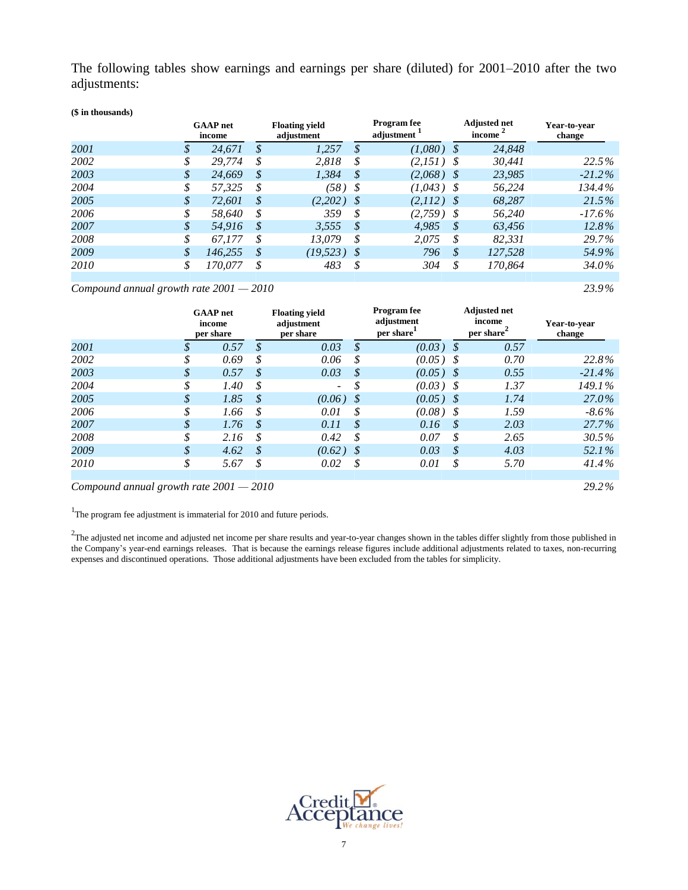The following tables show earnings and earnings per share (diluted) for 2001–2010 after the two adjustments:

**($ in thousands)**

| | GAAP net income | Floating yield adjustment | Program fee adjustment [1] | Adjusted net income [2] | Year-to-year change |
|---|---|---|---|---|---|
| *2001* | *$ 24,671* | *$ 1,257* | *$ (1,080)* | *$ 24,848* | |
| *2002* | *$ 29,774* | *$ 2,818* | *$ (2,151)* | *$ 30,441* | *22.5%* |
| *2003* | *$ 24,669* | *$ 1,384* | *$ (2,068)* | *$ 23,985* | *-21.2%* |
| *2004* | *$ 57,325* | *$ (58)* | *$ (1,043)* | *$ 56,224* | *134.4%* |
| *2005* | *$ 72,601* | *$ (2,202)* | *$ (2,112)* | *$ 68,287* | *21.5%* |
| *2006* | *$ 58,640* | *$ 359* | *$ (2,759)* | *$ 56,240* | *-17.6%* |
| *2007* | *$ 54,916* | *$ 3,555* | *$ 4,985* | *$ 63,456* | *12.8%* |
| *2008* | *$ 67,177* | *$ 13,079* | *$ 2,075* | *$ 82,331* | *29.7%* |
| *2009* | *$ 146,255* | *$ (19,523)* | *$ 796* | *$ 127,528* | *54.9%* |
| *2010* | *$ 170,077* | *$ 483* | *$ 304* | *$ 170,864* | *34.0%* |
| *Compound annual growth rate 2001 — 2010* | | | | | *23.9%* |

| | GAAP net income per share | Floating yield adjustment per share | Program fee adjustment per share [1] | Adjusted net income per share [2] | Year-to-year change |
|---|---|---|---|---|---|
| *2001* | *$ 0.57* | *$ 0.03* | *$ (0.03)* | *$ 0.57* | |
| *2002* | *$ 0.69* | *$ 0.06* | *$ (0.05)* | *$ 0.70* | *22.8%* |
| *2003* | *$ 0.57* | *$ 0.03* | *$ (0.05)* | *$ 0.55* | *-21.4%* |
| *2004* | *$ 1.40* | *$ -* | *$ (0.03)* | *$ 1.37* | *149.1%* |
| *2005* | *$ 1.85* | *$ (0.06)* | *$ (0.05)* | *$ 1.74* | *27.0%* |
| *2006* | *$ 1.66* | *$ 0.01* | *$ (0.08)* | *$ 1.59* | *-8.6%* |
| *2007* | *$ 1.76* | *$ 0.11* | *$ 0.16* | *$ 2.03* | *27.7%* |
| *2008* | *$ 2.16* | *$ 0.42* | *$ 0.07* | *$ 2.65* | *30.5%* |
| *2009* | *$ 4.62* | *$ (0.62)* | *$ 0.03* | *$ 4.03* | *52.1%* |
| *2010* | *$ 5.67* | *$ 0.02* | *$ 0.01* | *$ 5.70* | *41.4%* |
| *Compound annual growth rate 2001 — 2010* | | | | | *29.2%* |

[1] The program fee adjustment is immaterial for 2010 and future periods.

[2] The adjusted net income and adjusted net income per share results and year-to-year changes shown in the tables differ slightly from those published in the Company's year-end earnings releases. That is because the earnings release figures include additional adjustments related to taxes, non-recurring expenses and discontinued operations. Those additional adjustments have been excluded from the tables for simplicity.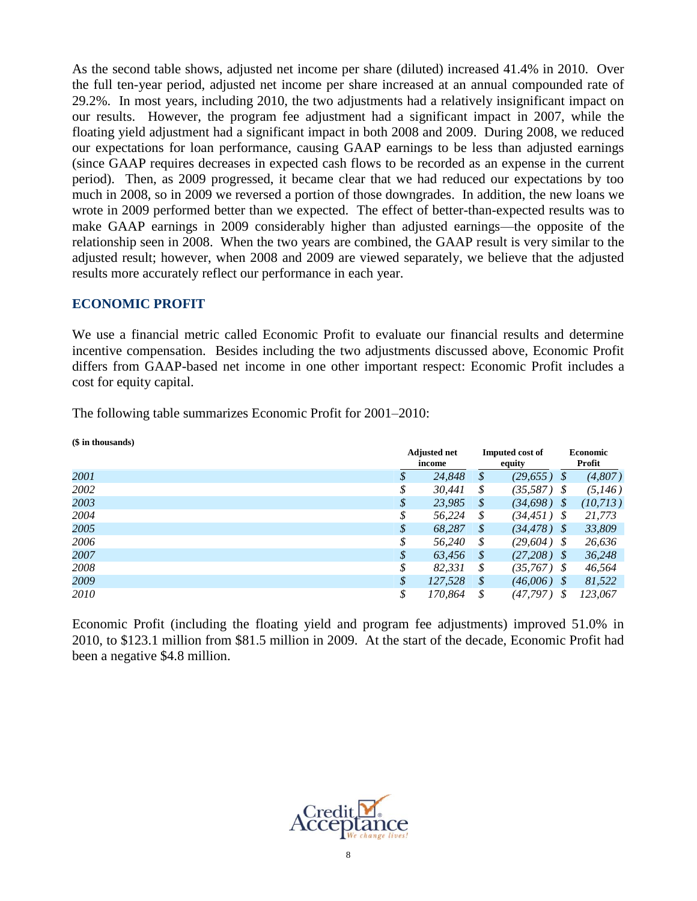As the second table shows, adjusted net income per share (diluted) increased 41.4% in 2010. Over the full ten-year period, adjusted net income per share increased at an annual compounded rate of 29.2%. In most years, including 2010, the two adjustments had a relatively insignificant impact on our results. However, the program fee adjustment had a significant impact in 2007, while the floating yield adjustment had a significant impact in both 2008 and 2009. During 2008, we reduced our expectations for loan performance, causing GAAP earnings to be less than adjusted earnings (since GAAP requires decreases in expected cash flows to be recorded as an expense in the current period). Then, as 2009 progressed, it became clear that we had reduced our expectations by too much in 2008, so in 2009 we reversed a portion of those downgrades. In addition, the new loans we wrote in 2009 performed better than we expected. The effect of better-than-expected results was to make GAAP earnings in 2009 considerably higher than adjusted earnings—the opposite of the relationship seen in 2008. When the two years are combined, the GAAP result is very similar to the adjusted result; however, when 2008 and 2009 are viewed separately, we believe that the adjusted results more accurately reflect our performance in each year.

## ECONOMIC PROFIT

We use a financial metric called Economic Profit to evaluate our financial results and determine incentive compensation. Besides including the two adjustments discussed above, Economic Profit differs from GAAP-based net income in one other important respect: Economic Profit includes a cost for equity capital.

The following table summarizes Economic Profit for 2001–2010:

**($ in thousands)**

| | Adjusted net income | Imputed cost of equity | Economic Profit |
|---|---|---|---|
| *2001* | $ 24,848 | $ (29,655) | $ (4,807) |
| *2002* | $ 30,441 | $ (35,587) | $ (5,146) |
| *2003* | $ 23,985 | $ (34,698) | $ (10,713) |
| *2004* | $ 56,224 | $ (34,451) | $ 21,773 |
| *2005* | $ 68,287 | $ (34,478) | $ 33,809 |
| *2006* | $ 56,240 | $ (29,604) | $ 26,636 |
| *2007* | $ 63,456 | $ (27,208) | $ 36,248 |
| *2008* | $ 82,331 | $ (35,767) | $ 46,564 |
| *2009* | $ 127,528 | $ (46,006) | $ 81,522 |
| *2010* | $ 170,864 | $ (47,797) | $ 123,067 |

Economic Profit (including the floating yield and program fee adjustments) improved 51.0% in 2010, to $123.1 million from $81.5 million in 2009. At the start of the decade, Economic Profit had been a negative $4.8 million.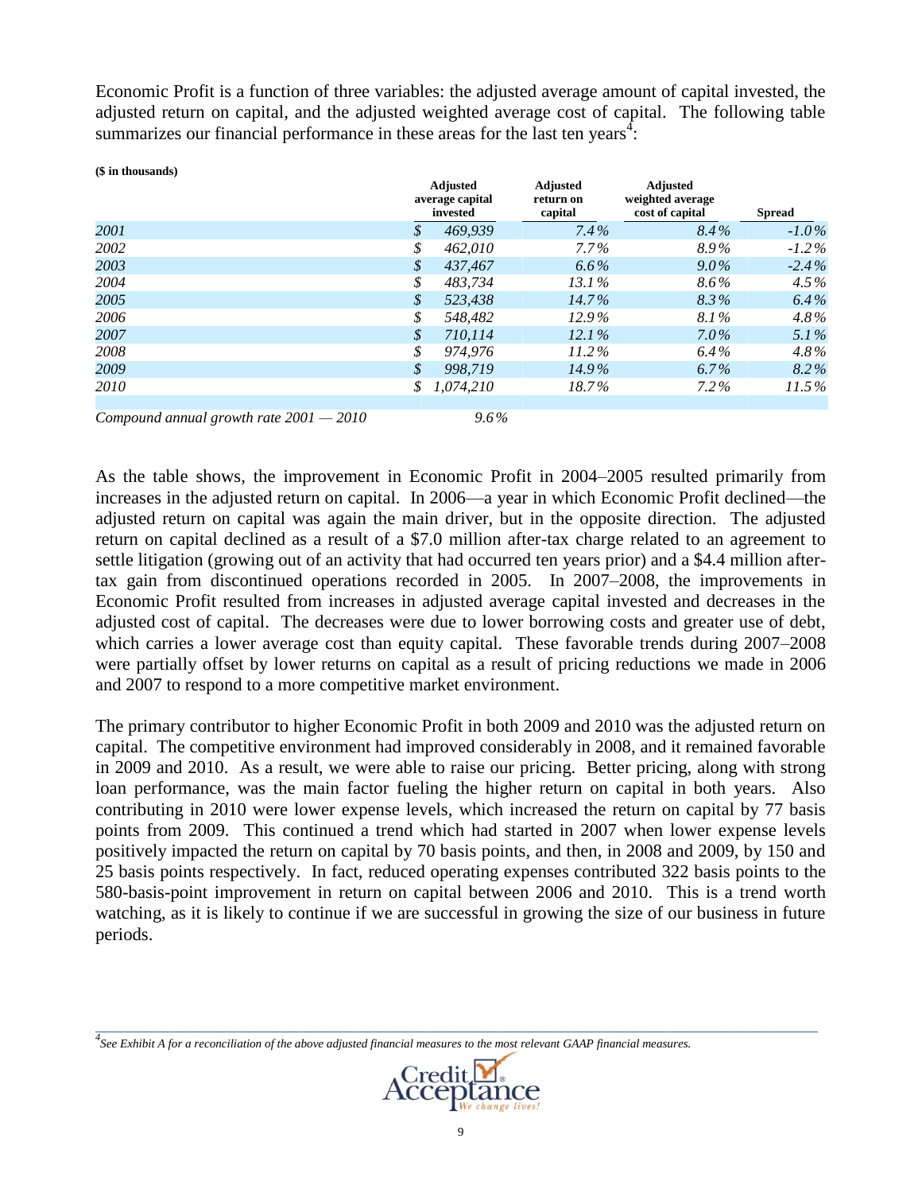Economic Profit is a function of three variables: the adjusted average amount of capital invested, the adjusted return on capital, and the adjusted weighted average cost of capital. The following table summarizes our financial performance in these areas for the last ten years[4]:

**($ in thousands)**

| | Adjusted average capital invested | Adjusted return on capital | Adjusted weighted average cost of capital | Spread |
|---|---|---|---|---|
| *2001* | *$ 469,939* | *7.4%* | *8.4%* | *-1.0%* |
| *2002* | *$ 462,010* | *7.7%* | *8.9%* | *-1.2%* |
| *2003* | *$ 437,467* | *6.6%* | *9.0%* | *-2.4%* |
| *2004* | *$ 483,734* | *13.1%* | *8.6%* | *4.5%* |
| *2005* | *$ 523,438* | *14.7%* | *8.3%* | *6.4%* |
| *2006* | *$ 548,482* | *12.9%* | *8.1%* | *4.8%* |
| *2007* | *$ 710,114* | *12.1%* | *7.0%* | *5.1%* |
| *2008* | *$ 974,976* | *11.2%* | *6.4%* | *4.8%* |
| *2009* | *$ 998,719* | *14.9%* | *6.7%* | *8.2%* |
| *2010* | *$ 1,074,210* | *18.7%* | *7.2%* | *11.5%* |
| *Compound annual growth rate 2001 — 2010* | *9.6%* | | | |

As the table shows, the improvement in Economic Profit in 2004–2005 resulted primarily from increases in the adjusted return on capital. In 2006—a year in which Economic Profit declined—the adjusted return on capital was again the main driver, but in the opposite direction. The adjusted return on capital declined as a result of a $7.0 million after-tax charge related to an agreement to settle litigation (growing out of an activity that had occurred ten years prior) and a $4.4 million after-tax gain from discontinued operations recorded in 2005. In 2007–2008, the improvements in Economic Profit resulted from increases in adjusted average capital invested and decreases in the adjusted cost of capital. The decreases were due to lower borrowing costs and greater use of debt, which carries a lower average cost than equity capital. These favorable trends during 2007–2008 were partially offset by lower returns on capital as a result of pricing reductions we made in 2006 and 2007 to respond to a more competitive market environment.

The primary contributor to higher Economic Profit in both 2009 and 2010 was the adjusted return on capital. The competitive environment had improved considerably in 2008, and it remained favorable in 2009 and 2010. As a result, we were able to raise our pricing. Better pricing, along with strong loan performance, was the main factor fueling the higher return on capital in both years. Also contributing in 2010 were lower expense levels, which increased the return on capital by 77 basis points from 2009. This continued a trend which had started in 2007 when lower expense levels positively impacted the return on capital by 70 basis points, and then, in 2008 and 2009, by 150 and 25 basis points respectively. In fact, reduced operating expenses contributed 322 basis points to the 580-basis-point improvement in return on capital between 2006 and 2010. This is a trend worth watching, as it is likely to continue if we are successful in growing the size of our business in future periods.

---

*[4] See Exhibit A for a reconciliation of the above adjusted financial measures to the most relevant GAAP financial measures.*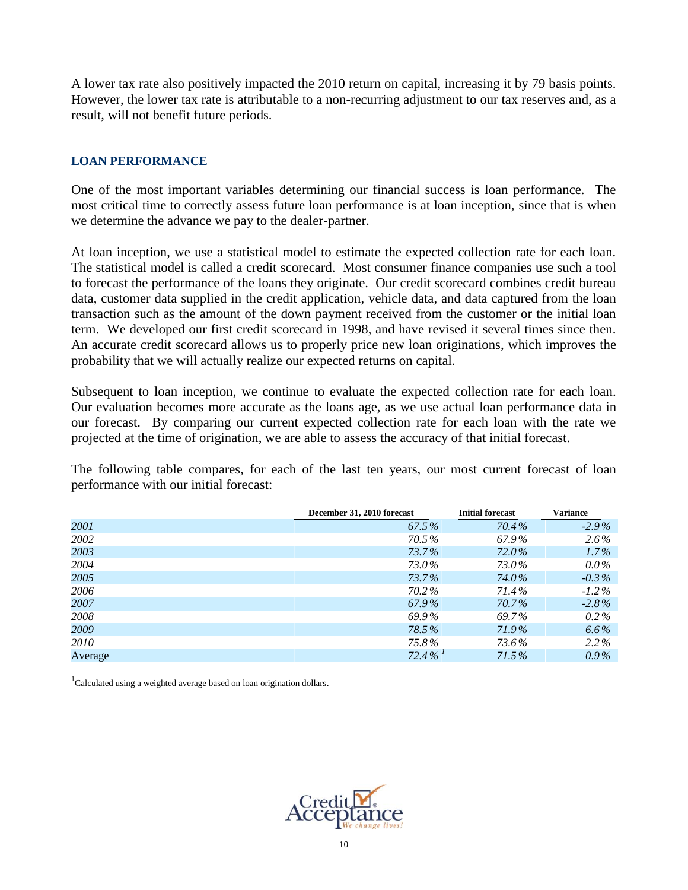A lower tax rate also positively impacted the 2010 return on capital, increasing it by 79 basis points. However, the lower tax rate is attributable to a non-recurring adjustment to our tax reserves and, as a result, will not benefit future periods.

## LOAN PERFORMANCE

One of the most important variables determining our financial success is loan performance. The most critical time to correctly assess future loan performance is at loan inception, since that is when we determine the advance we pay to the dealer-partner.

At loan inception, we use a statistical model to estimate the expected collection rate for each loan. The statistical model is called a credit scorecard. Most consumer finance companies use such a tool to forecast the performance of the loans they originate. Our credit scorecard combines credit bureau data, customer data supplied in the credit application, vehicle data, and data captured from the loan transaction such as the amount of the down payment received from the customer or the initial loan term. We developed our first credit scorecard in 1998, and have revised it several times since then. An accurate credit scorecard allows us to properly price new loan originations, which improves the probability that we will actually realize our expected returns on capital.

Subsequent to loan inception, we continue to evaluate the expected collection rate for each loan. Our evaluation becomes more accurate as the loans age, as we use actual loan performance data in our forecast. By comparing our current expected collection rate for each loan with the rate we projected at the time of origination, we are able to assess the accuracy of that initial forecast.

The following table compares, for each of the last ten years, our most current forecast of loan performance with our initial forecast:

| | December 31, 2010 forecast | Initial forecast | Variance |
|---|---|---|---|
| *2001* | *67.5%* | *70.4%* | *-2.9%* |
| *2002* | *70.5%* | *67.9%* | *2.6%* |
| *2003* | *73.7%* | *72.0%* | *1.7%* |
| *2004* | *73.0%* | *73.0%* | *0.0%* |
| *2005* | *73.7%* | *74.0%* | *-0.3%* |
| *2006* | *70.2%* | *71.4%* | *-1.2%* |
| *2007* | *67.9%* | *70.7%* | *-2.8%* |
| *2008* | *69.9%* | *69.7%* | *0.2%* |
| *2009* | *78.5%* | *71.9%* | *6.6%* |
| *2010* | *75.8%* | *73.6%* | *2.2%* |
| Average | *72.4%* [1] | *71.5%* | *0.9%* |

[1] Calculated using a weighted average based on loan origination dollars.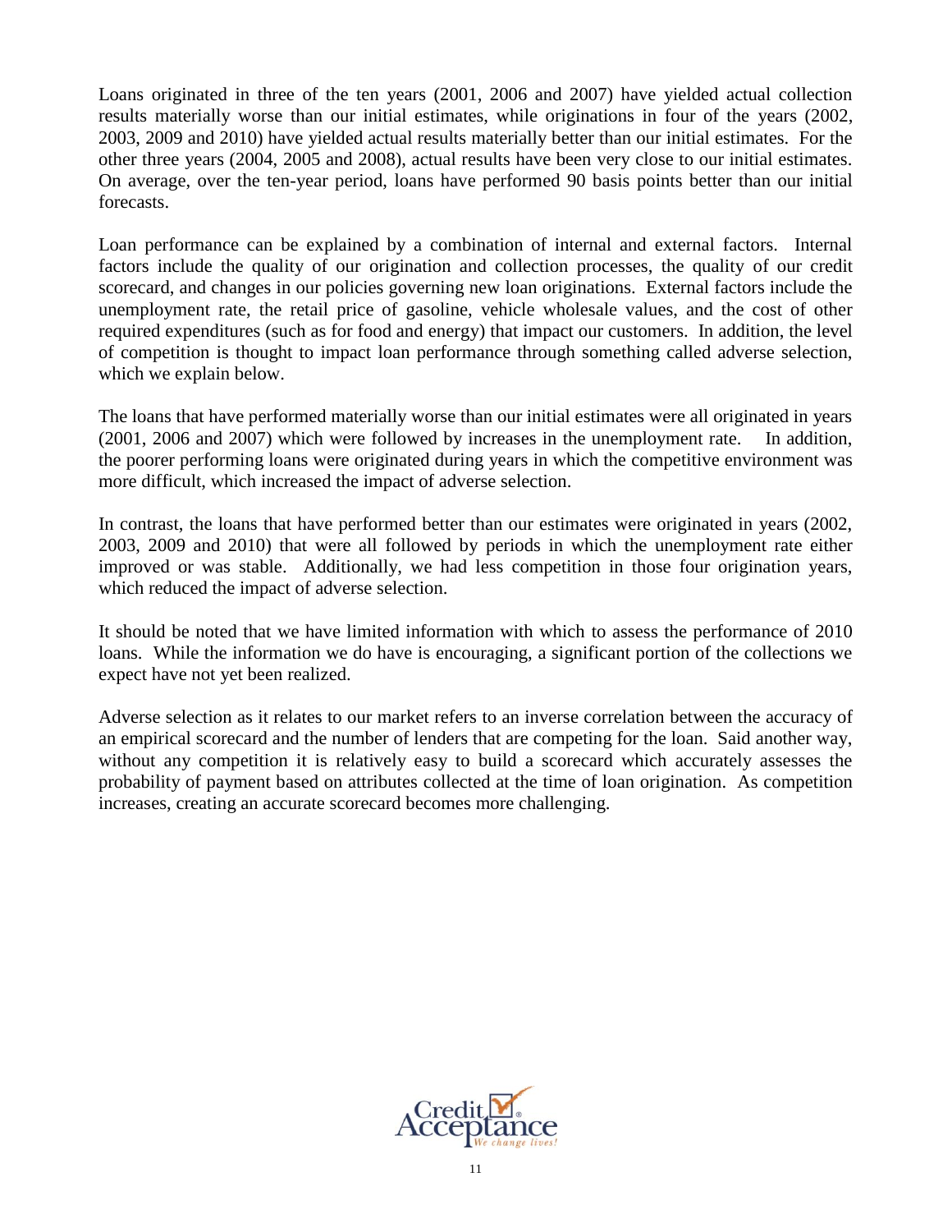Loans originated in three of the ten years (2001, 2006 and 2007) have yielded actual collection results materially worse than our initial estimates, while originations in four of the years (2002, 2003, 2009 and 2010) have yielded actual results materially better than our initial estimates. For the other three years (2004, 2005 and 2008), actual results have been very close to our initial estimates. On average, over the ten-year period, loans have performed 90 basis points better than our initial forecasts.

Loan performance can be explained by a combination of internal and external factors. Internal factors include the quality of our origination and collection processes, the quality of our credit scorecard, and changes in our policies governing new loan originations. External factors include the unemployment rate, the retail price of gasoline, vehicle wholesale values, and the cost of other required expenditures (such as for food and energy) that impact our customers. In addition, the level of competition is thought to impact loan performance through something called adverse selection, which we explain below.

The loans that have performed materially worse than our initial estimates were all originated in years (2001, 2006 and 2007) which were followed by increases in the unemployment rate. In addition, the poorer performing loans were originated during years in which the competitive environment was more difficult, which increased the impact of adverse selection.

In contrast, the loans that have performed better than our estimates were originated in years (2002, 2003, 2009 and 2010) that were all followed by periods in which the unemployment rate either improved or was stable. Additionally, we had less competition in those four origination years, which reduced the impact of adverse selection.

It should be noted that we have limited information with which to assess the performance of 2010 loans. While the information we do have is encouraging, a significant portion of the collections we expect have not yet been realized.

Adverse selection as it relates to our market refers to an inverse correlation between the accuracy of an empirical scorecard and the number of lenders that are competing for the loan. Said another way, without any competition it is relatively easy to build a scorecard which accurately assesses the probability of payment based on attributes collected at the time of loan origination. As competition increases, creating an accurate scorecard becomes more challenging.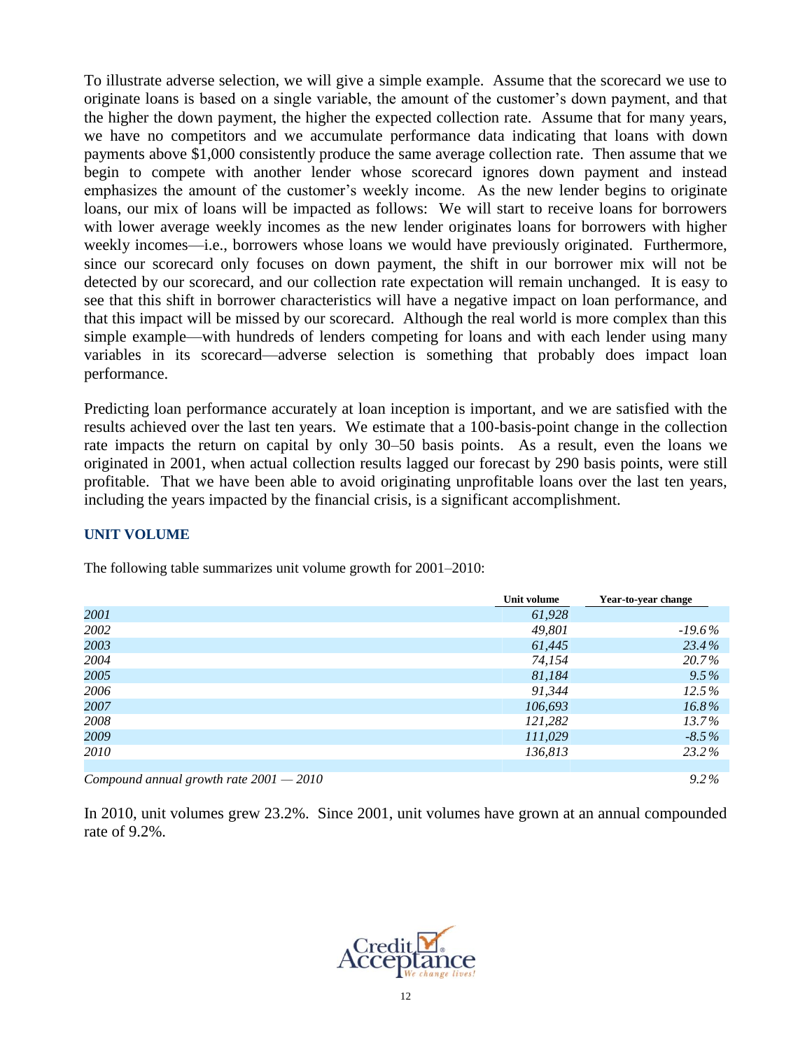To illustrate adverse selection, we will give a simple example. Assume that the scorecard we use to originate loans is based on a single variable, the amount of the customer's down payment, and that the higher the down payment, the higher the expected collection rate. Assume that for many years, we have no competitors and we accumulate performance data indicating that loans with down payments above $1,000 consistently produce the same average collection rate. Then assume that we begin to compete with another lender whose scorecard ignores down payment and instead emphasizes the amount of the customer's weekly income. As the new lender begins to originate loans, our mix of loans will be impacted as follows: We will start to receive loans for borrowers with lower average weekly incomes as the new lender originates loans for borrowers with higher weekly incomes—i.e., borrowers whose loans we would have previously originated. Furthermore, since our scorecard only focuses on down payment, the shift in our borrower mix will not be detected by our scorecard, and our collection rate expectation will remain unchanged. It is easy to see that this shift in borrower characteristics will have a negative impact on loan performance, and that this impact will be missed by our scorecard. Although the real world is more complex than this simple example—with hundreds of lenders competing for loans and with each lender using many variables in its scorecard—adverse selection is something that probably does impact loan performance.

Predicting loan performance accurately at loan inception is important, and we are satisfied with the results achieved over the last ten years. We estimate that a 100-basis-point change in the collection rate impacts the return on capital by only 30–50 basis points. As a result, even the loans we originated in 2001, when actual collection results lagged our forecast by 290 basis points, were still profitable. That we have been able to avoid originating unprofitable loans over the last ten years, including the years impacted by the financial crisis, is a significant accomplishment.

## UNIT VOLUME

The following table summarizes unit volume growth for 2001–2010:

| | Unit volume | Year-to-year change |
|---|---|---|
| *2001* | *61,928* | |
| *2002* | *49,801* | *-19.6%* |
| *2003* | *61,445* | *23.4%* |
| *2004* | *74,154* | *20.7%* |
| *2005* | *81,184* | *9.5%* |
| *2006* | *91,344* | *12.5%* |
| *2007* | *106,693* | *16.8%* |
| *2008* | *121,282* | *13.7%* |
| *2009* | *111,029* | *-8.5%* |
| *2010* | *136,813* | *23.2%* |
| *Compound annual growth rate 2001 — 2010* | | *9.2%* |

In 2010, unit volumes grew 23.2%. Since 2001, unit volumes have grown at an annual compounded rate of 9.2%.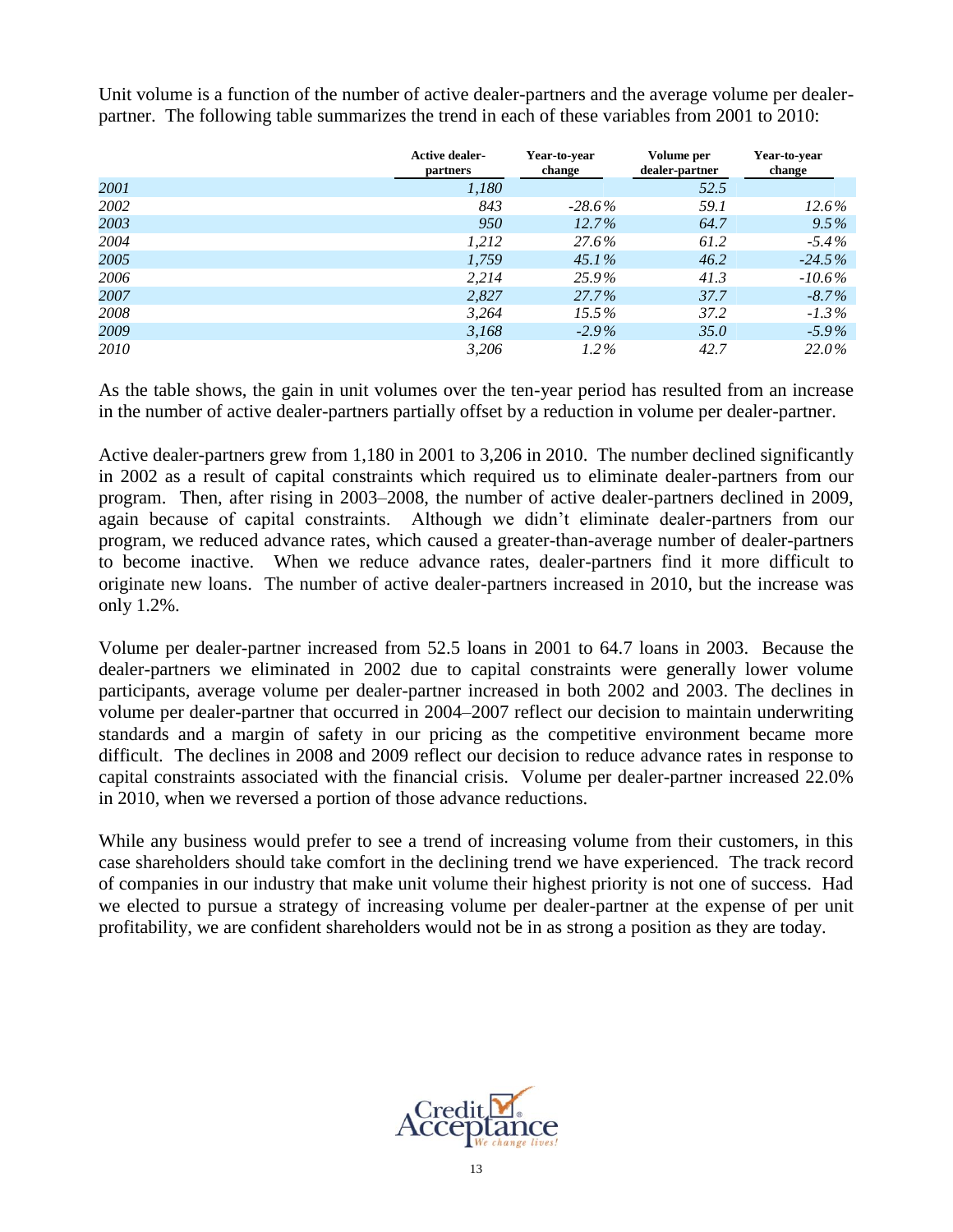Unit volume is a function of the number of active dealer-partners and the average volume per dealer-partner. The following table summarizes the trend in each of these variables from 2001 to 2010:

| | Active dealer-partners | Year-to-year change | Volume per dealer-partner | Year-to-year change |
|---|---|---|---|---|
| *2001* | *1,180* | | *52.5* | |
| *2002* | *843* | *-28.6%* | *59.1* | *12.6%* |
| *2003* | *950* | *12.7%* | *64.7* | *9.5%* |
| *2004* | *1,212* | *27.6%* | *61.2* | *-5.4%* |
| *2005* | *1,759* | *45.1%* | *46.2* | *-24.5%* |
| *2006* | *2,214* | *25.9%* | *41.3* | *-10.6%* |
| *2007* | *2,827* | *27.7%* | *37.7* | *-8.7%* |
| *2008* | *3,264* | *15.5%* | *37.2* | *-1.3%* |
| *2009* | *3,168* | *-2.9%* | *35.0* | *-5.9%* |
| *2010* | *3,206* | *1.2%* | *42.7* | *22.0%* |

As the table shows, the gain in unit volumes over the ten-year period has resulted from an increase in the number of active dealer-partners partially offset by a reduction in volume per dealer-partner.

Active dealer-partners grew from 1,180 in 2001 to 3,206 in 2010. The number declined significantly in 2002 as a result of capital constraints which required us to eliminate dealer-partners from our program. Then, after rising in 2003–2008, the number of active dealer-partners declined in 2009, again because of capital constraints. Although we didn't eliminate dealer-partners from our program, we reduced advance rates, which caused a greater-than-average number of dealer-partners to become inactive. When we reduce advance rates, dealer-partners find it more difficult to originate new loans. The number of active dealer-partners increased in 2010, but the increase was only 1.2%.

Volume per dealer-partner increased from 52.5 loans in 2001 to 64.7 loans in 2003. Because the dealer-partners we eliminated in 2002 due to capital constraints were generally lower volume participants, average volume per dealer-partner increased in both 2002 and 2003. The declines in volume per dealer-partner that occurred in 2004–2007 reflect our decision to maintain underwriting standards and a margin of safety in our pricing as the competitive environment became more difficult. The declines in 2008 and 2009 reflect our decision to reduce advance rates in response to capital constraints associated with the financial crisis. Volume per dealer-partner increased 22.0% in 2010, when we reversed a portion of those advance reductions.

While any business would prefer to see a trend of increasing volume from their customers, in this case shareholders should take comfort in the declining trend we have experienced. The track record of companies in our industry that make unit volume their highest priority is not one of success. Had we elected to pursue a strategy of increasing volume per dealer-partner at the expense of per unit profitability, we are confident shareholders would not be in as strong a position as they are today.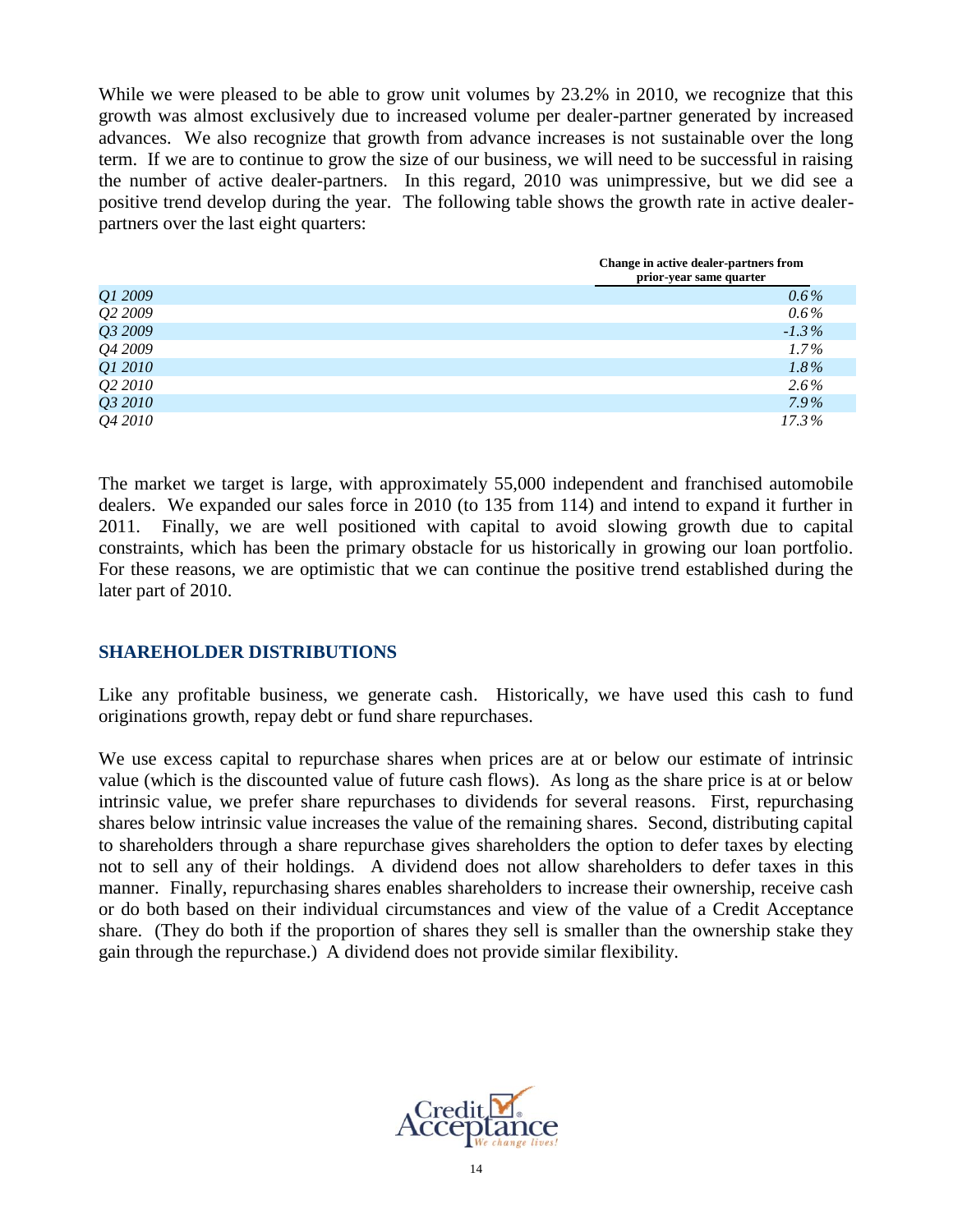While we were pleased to be able to grow unit volumes by 23.2% in 2010, we recognize that this growth was almost exclusively due to increased volume per dealer-partner generated by increased advances. We also recognize that growth from advance increases is not sustainable over the long term. If we are to continue to grow the size of our business, we will need to be successful in raising the number of active dealer-partners. In this regard, 2010 was unimpressive, but we did see a positive trend develop during the year. The following table shows the growth rate in active dealer-partners over the last eight quarters:

| | Change in active dealer-partners from prior-year same quarter |
|---|---|
| *Q1 2009* | *0.6%* |
| *Q2 2009* | *0.6%* |
| *Q3 2009* | *-1.3%* |
| *Q4 2009* | *1.7%* |
| *Q1 2010* | *1.8%* |
| *Q2 2010* | *2.6%* |
| *Q3 2010* | *7.9%* |
| *Q4 2010* | *17.3%* |

The market we target is large, with approximately 55,000 independent and franchised automobile dealers. We expanded our sales force in 2010 (to 135 from 114) and intend to expand it further in 2011. Finally, we are well positioned with capital to avoid slowing growth due to capital constraints, which has been the primary obstacle for us historically in growing our loan portfolio. For these reasons, we are optimistic that we can continue the positive trend established during the later part of 2010.

## SHAREHOLDER DISTRIBUTIONS

Like any profitable business, we generate cash. Historically, we have used this cash to fund originations growth, repay debt or fund share repurchases.

We use excess capital to repurchase shares when prices are at or below our estimate of intrinsic value (which is the discounted value of future cash flows). As long as the share price is at or below intrinsic value, we prefer share repurchases to dividends for several reasons. First, repurchasing shares below intrinsic value increases the value of the remaining shares. Second, distributing capital to shareholders through a share repurchase gives shareholders the option to defer taxes by electing not to sell any of their holdings. A dividend does not allow shareholders to defer taxes in this manner. Finally, repurchasing shares enables shareholders to increase their ownership, receive cash or do both based on their individual circumstances and view of the value of a Credit Acceptance share. (They do both if the proportion of shares they sell is smaller than the ownership stake they gain through the repurchase.) A dividend does not provide similar flexibility.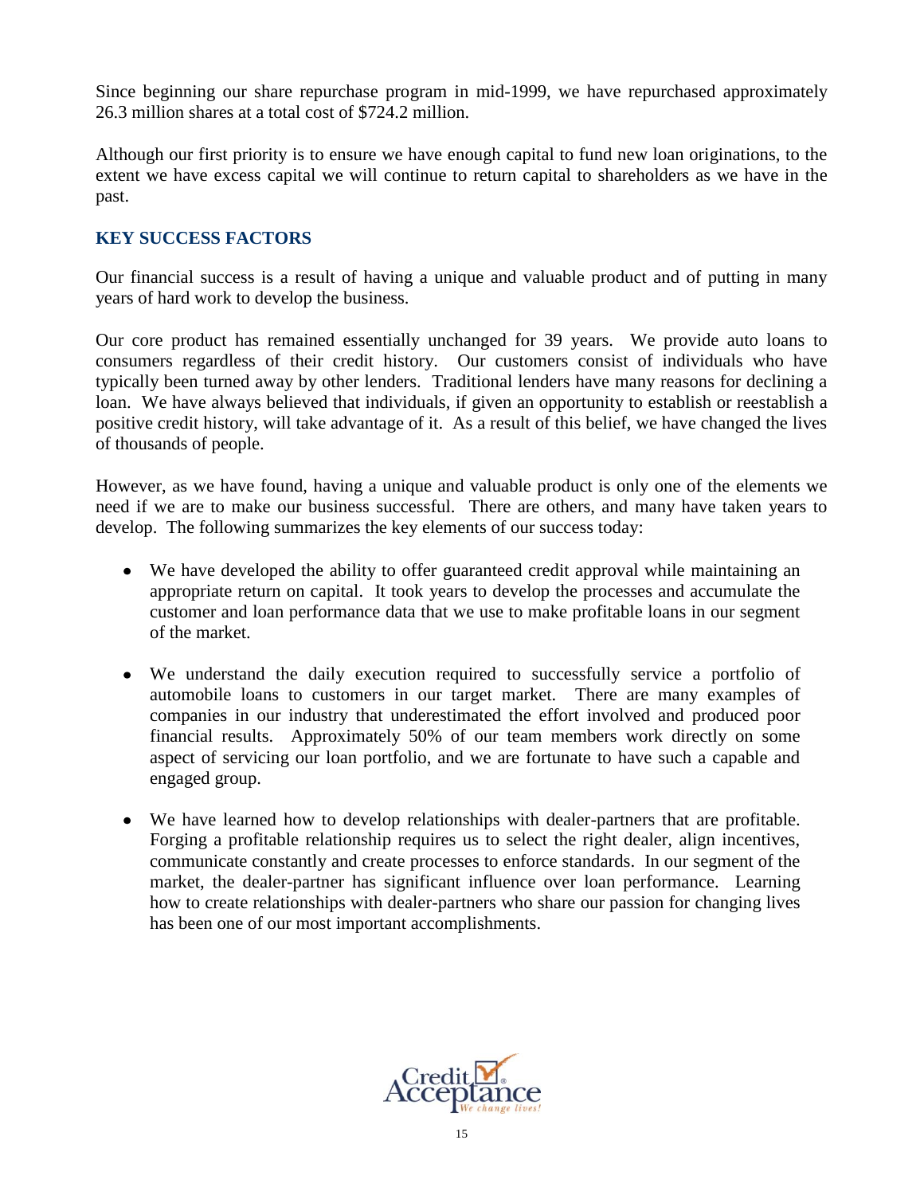Since beginning our share repurchase program in mid-1999, we have repurchased approximately 26.3 million shares at a total cost of $724.2 million.

Although our first priority is to ensure we have enough capital to fund new loan originations, to the extent we have excess capital we will continue to return capital to shareholders as we have in the past.

## KEY SUCCESS FACTORS

Our financial success is a result of having a unique and valuable product and of putting in many years of hard work to develop the business.

Our core product has remained essentially unchanged for 39 years. We provide auto loans to consumers regardless of their credit history. Our customers consist of individuals who have typically been turned away by other lenders. Traditional lenders have many reasons for declining a loan. We have always believed that individuals, if given an opportunity to establish or reestablish a positive credit history, will take advantage of it. As a result of this belief, we have changed the lives of thousands of people.

However, as we have found, having a unique and valuable product is only one of the elements we need if we are to make our business successful. There are others, and many have taken years to develop. The following summarizes the key elements of our success today:

- We have developed the ability to offer guaranteed credit approval while maintaining an appropriate return on capital. It took years to develop the processes and accumulate the customer and loan performance data that we use to make profitable loans in our segment of the market.

- We understand the daily execution required to successfully service a portfolio of automobile loans to customers in our target market. There are many examples of companies in our industry that underestimated the effort involved and produced poor financial results. Approximately 50% of our team members work directly on some aspect of servicing our loan portfolio, and we are fortunate to have such a capable and engaged group.

- We have learned how to develop relationships with dealer-partners that are profitable. Forging a profitable relationship requires us to select the right dealer, align incentives, communicate constantly and create processes to enforce standards. In our segment of the market, the dealer-partner has significant influence over loan performance. Learning how to create relationships with dealer-partners who share our passion for changing lives has been one of our most important accomplishments.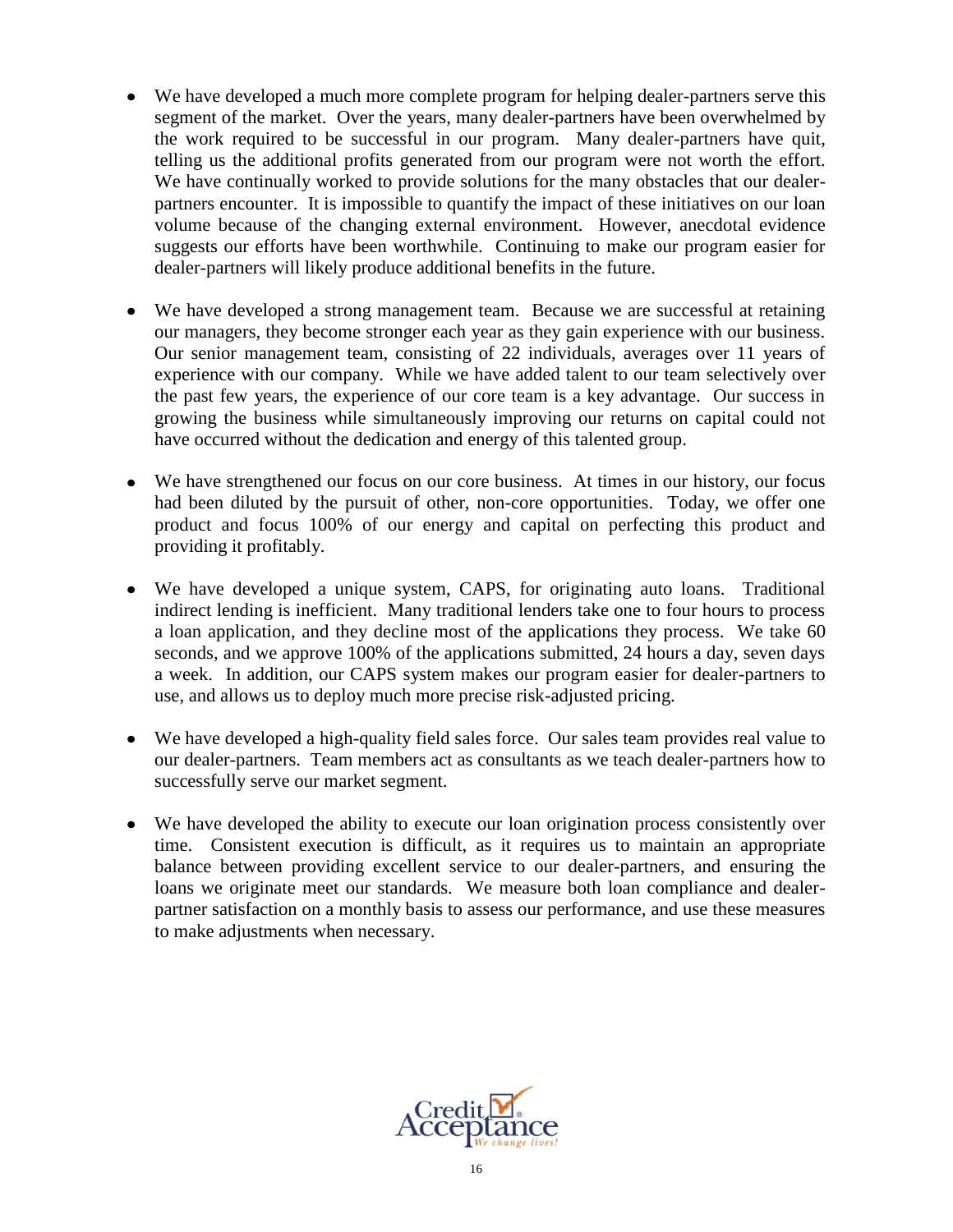- We have developed a much more complete program for helping dealer-partners serve this segment of the market. Over the years, many dealer-partners have been overwhelmed by the work required to be successful in our program. Many dealer-partners have quit, telling us the additional profits generated from our program were not worth the effort. We have continually worked to provide solutions for the many obstacles that our dealer-partners encounter. It is impossible to quantify the impact of these initiatives on our loan volume because of the changing external environment. However, anecdotal evidence suggests our efforts have been worthwhile. Continuing to make our program easier for dealer-partners will likely produce additional benefits in the future.

- We have developed a strong management team. Because we are successful at retaining our managers, they become stronger each year as they gain experience with our business. Our senior management team, consisting of 22 individuals, averages over 11 years of experience with our company. While we have added talent to our team selectively over the past few years, the experience of our core team is a key advantage. Our success in growing the business while simultaneously improving our returns on capital could not have occurred without the dedication and energy of this talented group.

- We have strengthened our focus on our core business. At times in our history, our focus had been diluted by the pursuit of other, non-core opportunities. Today, we offer one product and focus 100% of our energy and capital on perfecting this product and providing it profitably.

- We have developed a unique system, CAPS, for originating auto loans. Traditional indirect lending is inefficient. Many traditional lenders take one to four hours to process a loan application, and they decline most of the applications they process. We take 60 seconds, and we approve 100% of the applications submitted, 24 hours a day, seven days a week. In addition, our CAPS system makes our program easier for dealer-partners to use, and allows us to deploy much more precise risk-adjusted pricing.

- We have developed a high-quality field sales force. Our sales team provides real value to our dealer-partners. Team members act as consultants as we teach dealer-partners how to successfully serve our market segment.

- We have developed the ability to execute our loan origination process consistently over time. Consistent execution is difficult, as it requires us to maintain an appropriate balance between providing excellent service to our dealer-partners, and ensuring the loans we originate meet our standards. We measure both loan compliance and dealer-partner satisfaction on a monthly basis to assess our performance, and use these measures to make adjustments when necessary.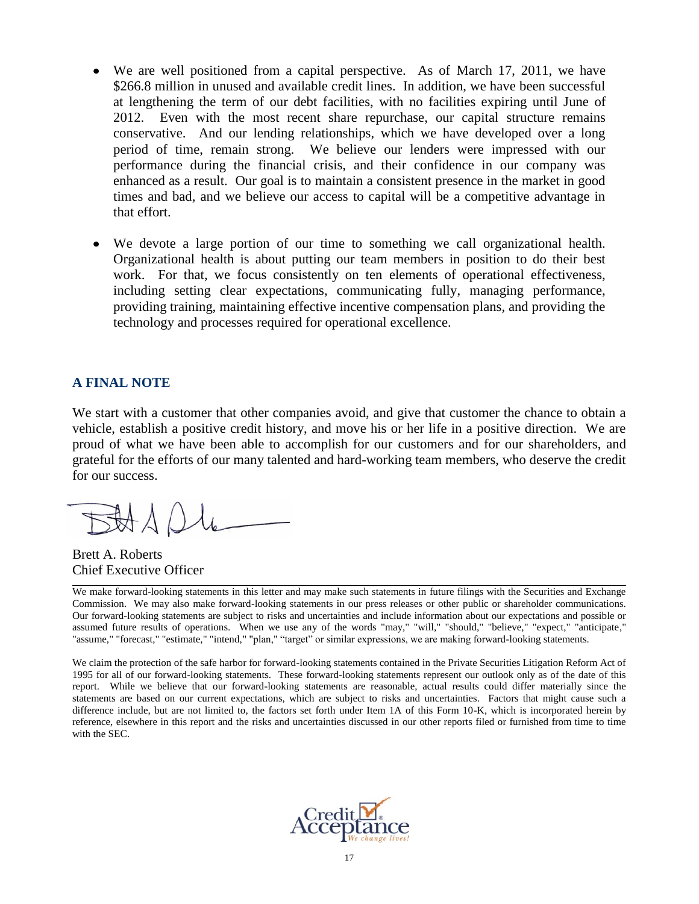- We are well positioned from a capital perspective. As of March 17, 2011, we have $266.8 million in unused and available credit lines. In addition, we have been successful at lengthening the term of our debt facilities, with no facilities expiring until June of 2012. Even with the most recent share repurchase, our capital structure remains conservative. And our lending relationships, which we have developed over a long period of time, remain strong. We believe our lenders were impressed with our performance during the financial crisis, and their confidence in our company was enhanced as a result. Our goal is to maintain a consistent presence in the market in good times and bad, and we believe our access to capital will be a competitive advantage in that effort.

- We devote a large portion of our time to something we call organizational health. Organizational health is about putting our team members in position to do their best work. For that, we focus consistently on ten elements of operational effectiveness, including setting clear expectations, communicating fully, managing performance, providing training, maintaining effective incentive compensation plans, and providing the technology and processes required for operational excellence.

## A FINAL NOTE

We start with a customer that other companies avoid, and give that customer the chance to obtain a vehicle, establish a positive credit history, and move his or her life in a positive direction. We are proud of what we have been able to accomplish for our customers and for our shareholders, and grateful for the efforts of our many talented and hard-working team members, who deserve the credit for our success.

Brett A. Roberts
Chief Executive Officer

---

We make forward-looking statements in this letter and may make such statements in future filings with the Securities and Exchange Commission. We may also make forward-looking statements in our press releases or other public or shareholder communications. Our forward-looking statements are subject to risks and uncertainties and include information about our expectations and possible or assumed future results of operations. When we use any of the words "may," "will," "should," "believe," "expect," "anticipate," "assume," "forecast," "estimate," "intend," "plan," "target" or similar expressions, we are making forward-looking statements.

We claim the protection of the safe harbor for forward-looking statements contained in the Private Securities Litigation Reform Act of 1995 for all of our forward-looking statements. These forward-looking statements represent our outlook only as of the date of this report. While we believe that our forward-looking statements are reasonable, actual results could differ materially since the statements are based on our current expectations, which are subject to risks and uncertainties. Factors that might cause such a difference include, but are not limited to, the factors set forth under Item 1A of this Form 10-K, which is incorporated herein by reference, elsewhere in this report and the risks and uncertainties discussed in our other reports filed or furnished from time to time with the SEC.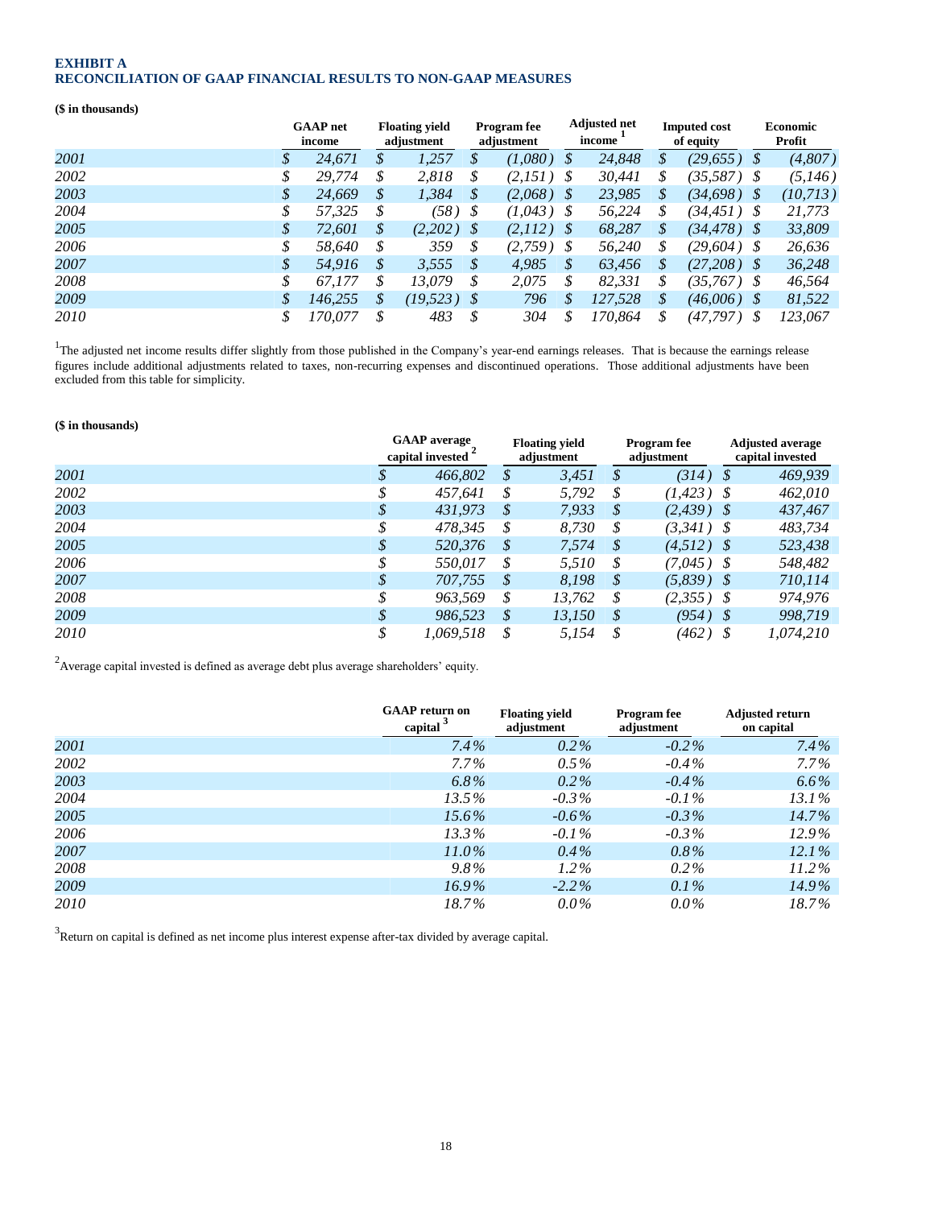**EXHIBIT A**
**RECONCILIATION OF GAAP FINANCIAL RESULTS TO NON-GAAP MEASURES**

**($ in thousands)**

| | GAAP net income | Floating yield adjustment | Program fee adjustment | Adjusted net income [1] | Imputed cost of equity | Economic Profit |
|---|---|---|---|---|---|---|
| *2001* | $ 24,671 | $ 1,257 | $ (1,080) | $ 24,848 | $ (29,655) | $ (4,807) |
| *2002* | $ 29,774 | $ 2,818 | $ (2,151) | $ 30,441 | $ (35,587) | $ (5,146) |
| *2003* | $ 24,669 | $ 1,384 | $ (2,068) | $ 23,985 | $ (34,698) | $ (10,713) |
| *2004* | $ 57,325 | $ (58) | $ (1,043) | $ 56,224 | $ (34,451) | $ 21,773 |
| *2005* | $ 72,601 | $ (2,202) | $ (2,112) | $ 68,287 | $ (34,478) | $ 33,809 |
| *2006* | $ 58,640 | $ 359 | $ (2,759) | $ 56,240 | $ (29,604) | $ 26,636 |
| *2007* | $ 54,916 | $ 3,555 | $ 4,985 | $ 63,456 | $ (27,208) | $ 36,248 |
| *2008* | $ 67,177 | $ 13,079 | $ 2,075 | $ 82,331 | $ (35,767) | $ 46,564 |
| *2009* | $ 146,255 | $ (19,523) | $ 796 | $ 127,528 | $ (46,006) | $ 81,522 |
| *2010* | $ 170,077 | $ 483 | $ 304 | $ 170,864 | $ (47,797) | $ 123,067 |

[1]The adjusted net income results differ slightly from those published in the Company's year-end earnings releases. That is because the earnings release figures include additional adjustments related to taxes, non-recurring expenses and discontinued operations. Those additional adjustments have been excluded from this table for simplicity.

**($ in thousands)**

| | GAAP average capital invested [2] | Floating yield adjustment | Program fee adjustment | Adjusted average capital invested |
|---|---|---|---|---|
| *2001* | $ 466,802 | $ 3,451 | $ (314) | $ 469,939 |
| *2002* | $ 457,641 | $ 5,792 | $ (1,423) | $ 462,010 |
| *2003* | $ 431,973 | $ 7,933 | $ (2,439) | $ 437,467 |
| *2004* | $ 478,345 | $ 8,730 | $ (3,341) | $ 483,734 |
| *2005* | $ 520,376 | $ 7,574 | $ (4,512) | $ 523,438 |
| *2006* | $ 550,017 | $ 5,510 | $ (7,045) | $ 548,482 |
| *2007* | $ 707,755 | $ 8,198 | $ (5,839) | $ 710,114 |
| *2008* | $ 963,569 | $ 13,762 | $ (2,355) | $ 974,976 |
| *2009* | $ 986,523 | $ 13,150 | $ (954) | $ 998,719 |
| *2010* | $ 1,069,518 | $ 5,154 | $ (462) | $ 1,074,210 |

[2]Average capital invested is defined as average debt plus average shareholders' equity.

| | GAAP return on capital [3] | Floating yield adjustment | Program fee adjustment | Adjusted return on capital |
|---|---|---|---|---|
| *2001* | 7.4% | 0.2% | -0.2% | 7.4% |
| *2002* | 7.7% | 0.5% | -0.4% | 7.7% |
| *2003* | 6.8% | 0.2% | -0.4% | 6.6% |
| *2004* | 13.5% | -0.3% | -0.1% | 13.1% |
| *2005* | 15.6% | -0.6% | -0.3% | 14.7% |
| *2006* | 13.3% | -0.1% | -0.3% | 12.9% |
| *2007* | 11.0% | 0.4% | 0.8% | 12.1% |
| *2008* | 9.8% | 1.2% | 0.2% | 11.2% |
| *2009* | 16.9% | -2.2% | 0.1% | 14.9% |
| *2010* | 18.7% | 0.0% | 0.0% | 18.7% |

[3]Return on capital is defined as net income plus interest expense after-tax divided by average capital.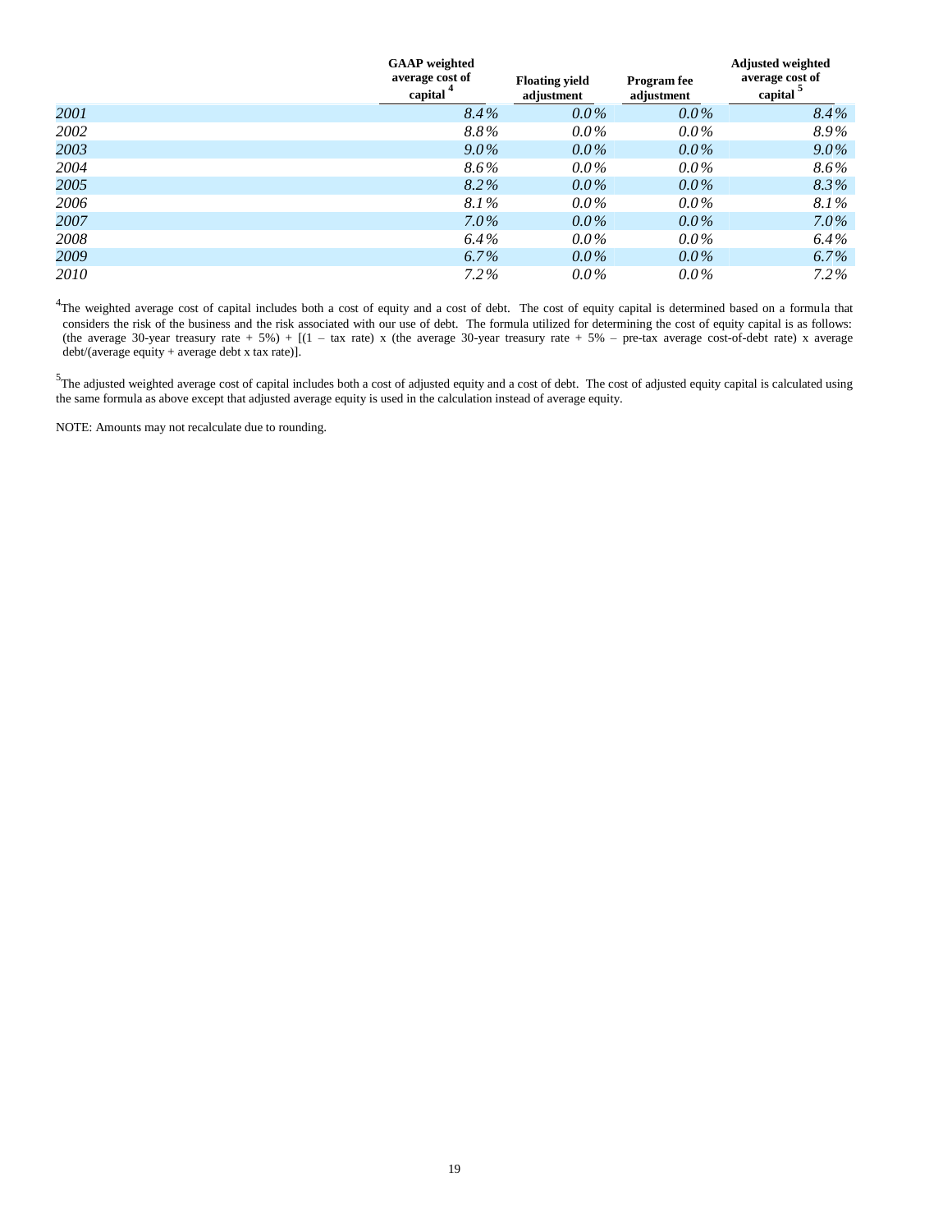| | GAAP weighted average cost of capital [4] | Floating yield adjustment | Program fee adjustment | Adjusted weighted average cost of capital [5] |
|---|---|---|---|---|
| *2001* | *8.4%* | *0.0%* | *0.0%* | *8.4%* |
| *2002* | *8.8%* | *0.0%* | *0.0%* | *8.9%* |
| *2003* | *9.0%* | *0.0%* | *0.0%* | *9.0%* |
| *2004* | *8.6%* | *0.0%* | *0.0%* | *8.6%* |
| *2005* | *8.2%* | *0.0%* | *0.0%* | *8.3%* |
| *2006* | *8.1%* | *0.0%* | *0.0%* | *8.1%* |
| *2007* | *7.0%* | *0.0%* | *0.0%* | *7.0%* |
| *2008* | *6.4%* | *0.0%* | *0.0%* | *6.4%* |
| *2009* | *6.7%* | *0.0%* | *0.0%* | *6.7%* |
| *2010* | *7.2%* | *0.0%* | *0.0%* | *7.2%* |

[4] The weighted average cost of capital includes both a cost of equity and a cost of debt. The cost of equity capital is determined based on a formula that considers the risk of the business and the risk associated with our use of debt. The formula utilized for determining the cost of equity capital is as follows: (the average 30-year treasury rate + 5%) + [(1 – tax rate) x (the average 30-year treasury rate + 5% – pre-tax average cost-of-debt rate) x average debt/(average equity + average debt x tax rate)].

[5] The adjusted weighted average cost of capital includes both a cost of adjusted equity and a cost of debt. The cost of adjusted equity capital is calculated using the same formula as above except that adjusted average equity is used in the calculation instead of average equity.

NOTE: Amounts may not recalculate due to rounding.